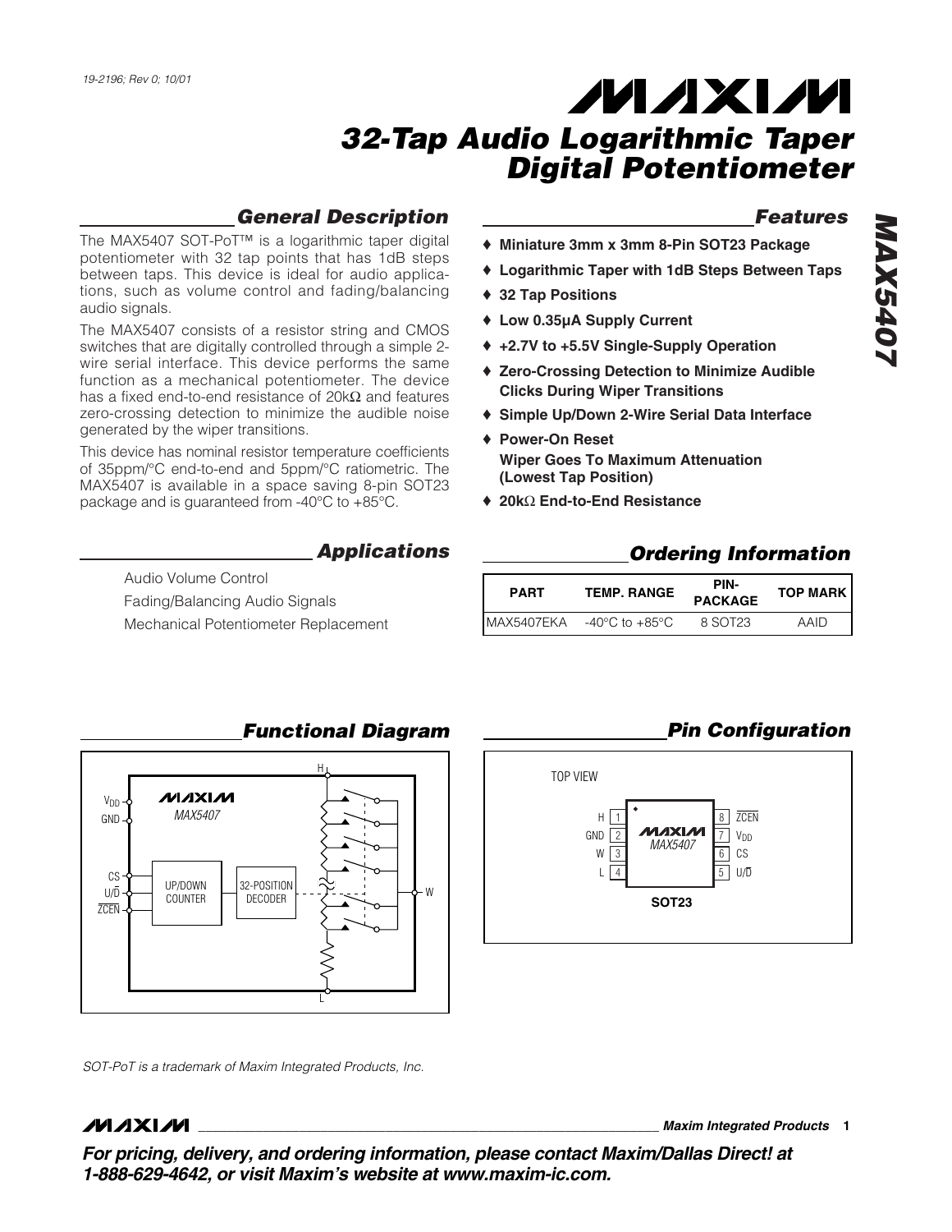19-2196; Rev 0; 10/01

# 32-Tap Audio Logarithmic Taper Digital Potentiometer

## General Description

The MAX5407 SOT-PoT™ is a logarithmic taper digital potentiometer with 32 tap points that has 1dB steps between taps. This device is ideal for audio applications, such as volume control and fading/balancing audio signals.

The MAX5407 consists of a resistor string and CMOS switches that are digitally controlled through a simple 2-wire serial interface. This device performs the same function as a mechanical potentiometer. The device has a fixed end-to-end resistance of 20kΩ and features zero-crossing detection to minimize the audible noise generated by the wiper transitions.

This device has nominal resistor temperature coefficients of 35ppm/°C end-to-end and 5ppm/°C ratiometric. The MAX5407 is available in a space saving 8-pin SOT23 package and is guaranteed from -40°C to +85°C.

## Applications

- Audio Volume Control
- Fading/Balancing Audio Signals
- Mechanical Potentiometer Replacement

## Features

- ♦ Miniature 3mm x 3mm 8-Pin SOT23 Package
- ♦ Logarithmic Taper with 1dB Steps Between Taps
- ♦ 32 Tap Positions
- ♦ Low 0.35µA Supply Current
- ♦ +2.7V to +5.5V Single-Supply Operation
- ♦ Zero-Crossing Detection to Minimize Audible Clicks During Wiper Transitions
- ♦ Simple Up/Down 2-Wire Serial Data Interface
- ♦ Power-On Reset
  Wiper Goes To Maximum Attenuation (Lowest Tap Position)
- ♦ 20kΩ End-to-End Resistance

## Ordering Information

| PART | TEMP. RANGE | PIN-PACKAGE | TOP MARK |
|---|---|---|---|
| MAX5407EKA | -40°C to +85°C | 8 SOT23 | AAID |

## Functional Diagram

MAX5407: $V_{DD}$, GND, CS, U/D̄, Z̄C̄ĒN̄ → UP/DOWN COUNTER → 32-POSITION DECODER → resistor string between H and L with wiper W.

## Pin Configuration

TOP VIEW

| Pin | Name | Pin | Name |
|---|---|---|---|
| 1 | H | 8 | Z̄C̄ĒN̄ |
| 2 | GND | 7 | $V_{DD}$ |
| 3 | W | 6 | CS |
| 4 | L | 5 | U/D̄ |

SOT23

SOT-PoT is a trademark of Maxim Integrated Products, Inc.

**For pricing, delivery, and ordering information, please contact Maxim/Dallas Direct! at 1-888-629-4642, or visit Maxim's website at www.maxim-ic.com.**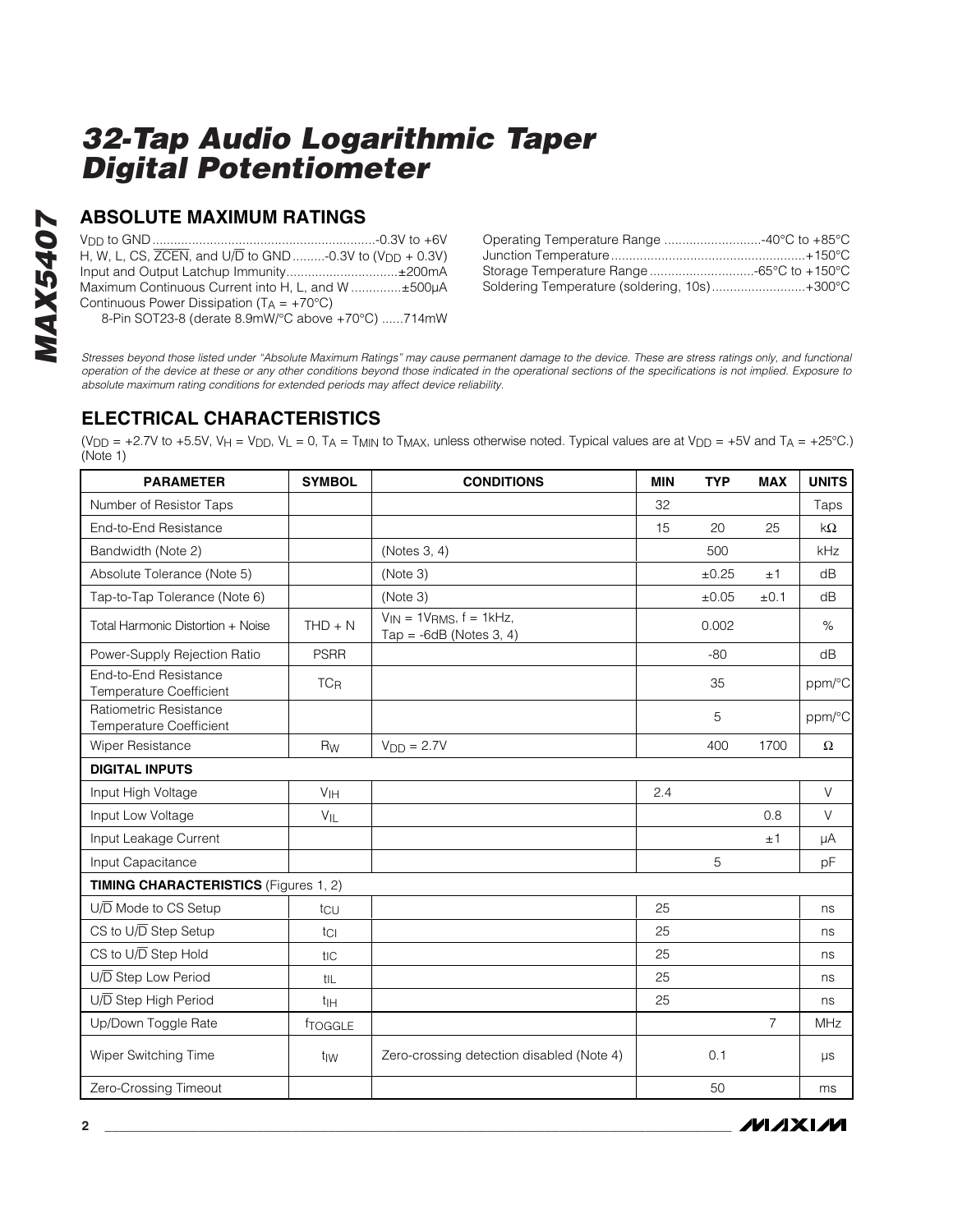## ABSOLUTE MAXIMUM RATINGS

$V_{DD}$ to GND ....................................................-0.3V to +6V
H, W, L, CS, $\overline{ZCEN}$, and U/$\overline{D}$ to GND .........-0.3V to ($V_{DD}$ + 0.3V)
Input and Output Latchup Immunity...............................±200mA
Maximum Continuous Current into H, L, and W .............±500µA
Continuous Power Dissipation ($T_A$ = +70°C)
  8-Pin SOT23-8 (derate 8.9mW/°C above +70°C) ......714mW

Operating Temperature Range ...........................-40°C to +85°C
Junction Temperature......................................................+150°C
Storage Temperature Range .............................-65°C to +150°C
Soldering Temperature (soldering, 10s)..........................+300°C

*Stresses beyond those listed under "Absolute Maximum Ratings" may cause permanent damage to the device. These are stress ratings only, and functional operation of the device at these or any other conditions beyond those indicated in the operational sections of the specifications is not implied. Exposure to absolute maximum rating conditions for extended periods may affect device reliability.*

## ELECTRICAL CHARACTERISTICS

($V_{DD}$ = +2.7V to +5.5V, $V_H$ = $V_{DD}$, $V_L$ = 0, $T_A$ = $T_{MIN}$ to $T_{MAX}$, unless otherwise noted. Typical values are at $V_{DD}$ = +5V and $T_A$ = +25°C.) (Note 1)

| PARAMETER | SYMBOL | CONDITIONS | MIN | TYP | MAX | UNITS |
|---|---|---|---|---|---|---|
| Number of Resistor Taps | | | 32 | | | Taps |
| End-to-End Resistance | | | 15 | 20 | 25 | kΩ |
| Bandwidth (Note 2) | | (Notes 3, 4) | | 500 | | kHz |
| Absolute Tolerance (Note 5) | | (Note 3) | | ±0.25 | ±1 | dB |
| Tap-to-Tap Tolerance (Note 6) | | (Note 3) | | ±0.05 | ±0.1 | dB |
| Total Harmonic Distortion + Noise | THD + N | $V_{IN}$ = 1$V_{RMS}$, f = 1kHz, Tap = -6dB (Notes 3, 4) | | 0.002 | | % |
| Power-Supply Rejection Ratio | PSRR | | | -80 | | dB |
| End-to-End Resistance Temperature Coefficient | $TC_R$ | | | 35 | | ppm/°C |
| Ratiometric Resistance Temperature Coefficient | | | | 5 | | ppm/°C |
| Wiper Resistance | $R_W$ | $V_{DD}$ = 2.7V | | 400 | 1700 | Ω |
| **DIGITAL INPUTS** | | | | | | |
| Input High Voltage | $V_{IH}$ | | 2.4 | | | V |
| Input Low Voltage | $V_{IL}$ | | | | 0.8 | V |
| Input Leakage Current | | | | | ±1 | µA |
| Input Capacitance | | | | 5 | | pF |
| **TIMING CHARACTERISTICS** (Figures 1, 2) | | | | | | |
| U/$\overline{D}$ Mode to CS Setup | $t_{CU}$ | | 25 | | | ns |
| CS to U/$\overline{D}$ Step Setup | $t_{CI}$ | | 25 | | | ns |
| CS to U/$\overline{D}$ Step Hold | $t_{IC}$ | | 25 | | | ns |
| U/$\overline{D}$ Step Low Period | $t_{IL}$ | | 25 | | | ns |
| U/$\overline{D}$ Step High Period | $t_{IH}$ | | 25 | | | ns |
| Up/Down Toggle Rate | $f_{TOGGLE}$ | | | | 7 | MHz |
| Wiper Switching Time | $t_{IW}$ | Zero-crossing detection disabled (Note 4) | | 0.1 | | µs |
| Zero-Crossing Timeout | | | | 50 | | ms |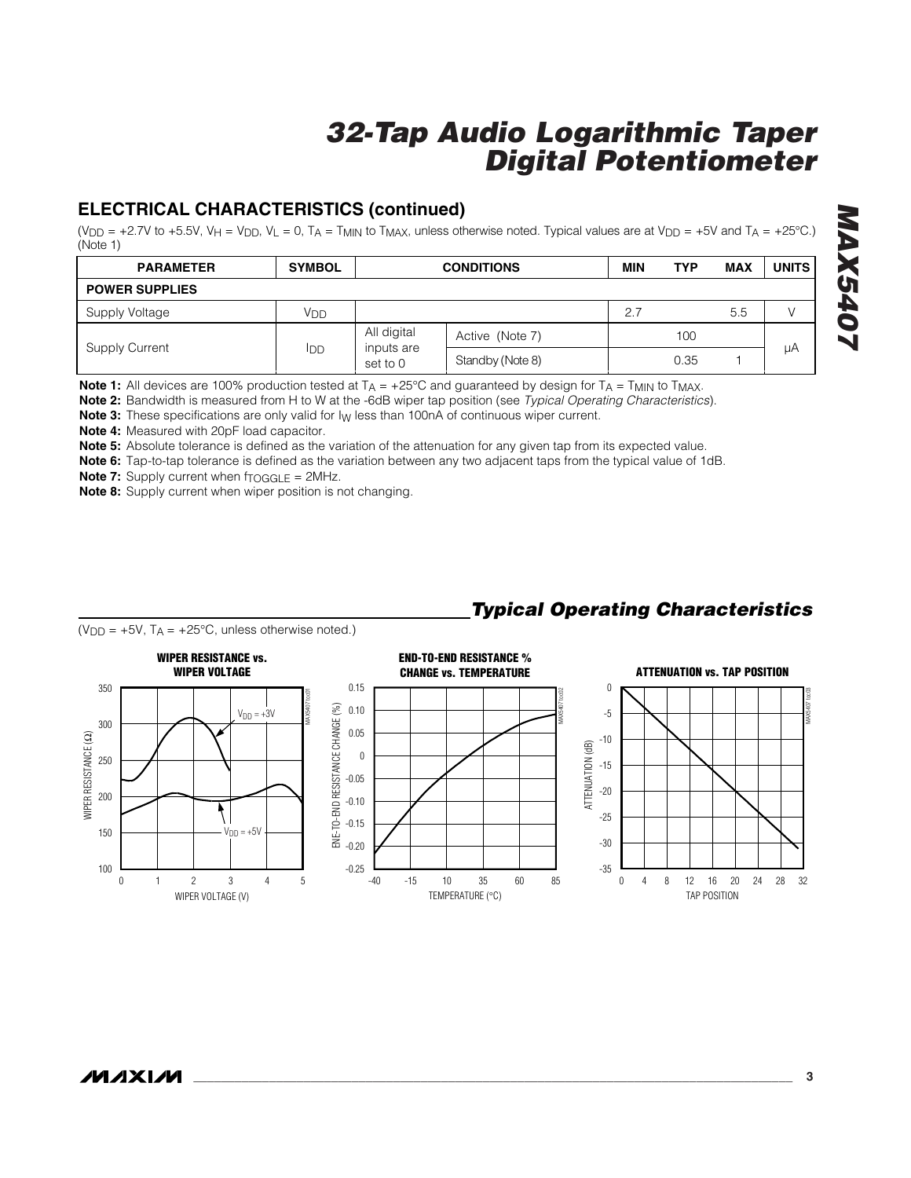## ELECTRICAL CHARACTERISTICS (continued)

($V_{DD}$ = +2.7V to +5.5V, $V_H$ = $V_{DD}$, $V_L$ = 0, $T_A$ = $T_{MIN}$ to $T_{MAX}$, unless otherwise noted. Typical values are at $V_{DD}$ = +5V and $T_A$ = +25°C.) (Note 1)

| PARAMETER | SYMBOL | CONDITIONS | | MIN | TYP | MAX | UNITS |
|---|---|---|---|---|---|---|---|
| **POWER SUPPLIES** | | | | | | | |
| Supply Voltage | $V_{DD}$ | | | 2.7 | | 5.5 | V |
| Supply Current | $I_{DD}$ | All digital inputs are set to 0 | Active (Note 7) | | 100 | | µA |
| | | | Standby (Note 8) | | 0.35 | 1 | |

**Note 1:** All devices are 100% production tested at $T_A$ = +25°C and guaranteed by design for $T_A$ = $T_{MIN}$ to $T_{MAX}$.

**Note 2:** Bandwidth is measured from H to W at the -6dB wiper tap position (see *Typical Operating Characteristics*).

**Note 3:** These specifications are only valid for $I_W$ less than 100nA of continuous wiper current.

**Note 4:** Measured with 20pF load capacitor.

**Note 5:** Absolute tolerance is defined as the variation of the attenuation for any given tap from its expected value.

**Note 6:** Tap-to-tap tolerance is defined as the variation between any two adjacent taps from the typical value of 1dB.

**Note 7:** Supply current when $f_{TOGGLE}$ = 2MHz.

**Note 8:** Supply current when wiper position is not changing.

## Typical Operating Characteristics

($V_{DD}$ = +5V, $T_A$ = +25°C, unless otherwise noted.)

**WIPER RESISTANCE vs. WIPER VOLTAGE**

**END-TO-END RESISTANCE % CHANGE vs. TEMPERATURE**

**ATTENUATION vs. TAP POSITION**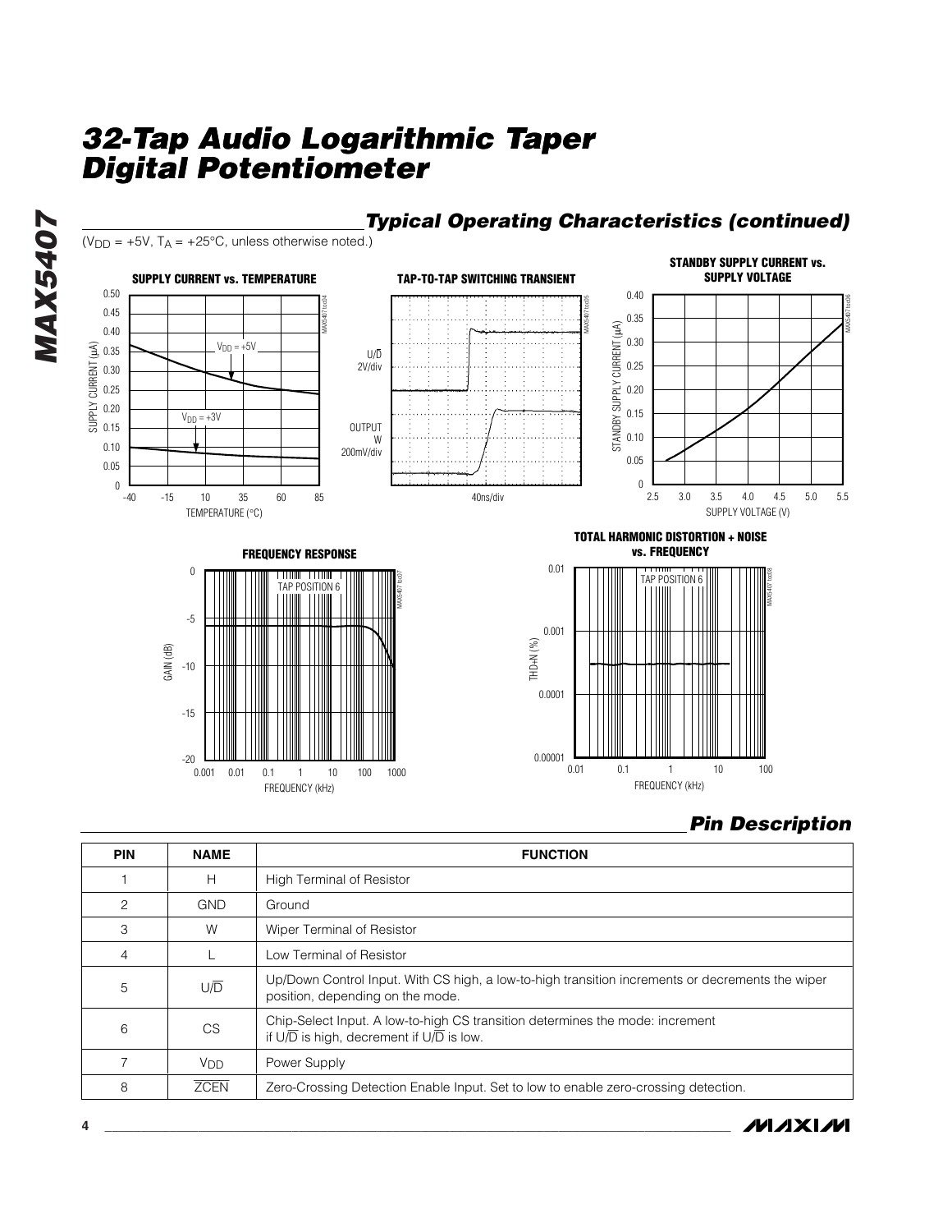## Typical Operating Characteristics (continued)

($V_{DD}$ = +5V, $T_A$ = +25°C, unless otherwise noted.)

**SUPPLY CURRENT vs. TEMPERATURE**

**TAP-TO-TAP SWITCHING TRANSIENT**

**STANDBY SUPPLY CURRENT vs. SUPPLY VOLTAGE**

**FREQUENCY RESPONSE**

**TOTAL HARMONIC DISTORTION + NOISE vs. FREQUENCY**

## Pin Description

| PIN | NAME | FUNCTION |
|---|---|---|
| 1 | H | High Terminal of Resistor |
| 2 | GND | Ground |
| 3 | W | Wiper Terminal of Resistor |
| 4 | L | Low Terminal of Resistor |
| 5 | U/$\overline{D}$ | Up/Down Control Input. With CS high, a low-to-high transition increments or decrements the wiper position, depending on the mode. |
| 6 | CS | Chip-Select Input. A low-to-high CS transition determines the mode: increment if U/$\overline{D}$ is high, decrement if U/$\overline{D}$ is low. |
| 7 | $V_{DD}$ | Power Supply |
| 8 | $\overline{ZCEN}$ | Zero-Crossing Detection Enable Input. Set to low to enable zero-crossing detection. |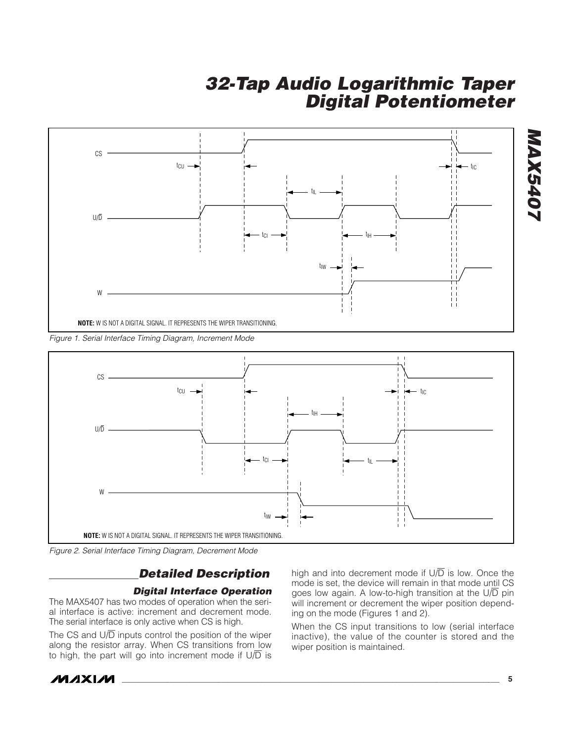NOTE: W IS NOT A DIGITAL SIGNAL. IT REPRESENTS THE WIPER TRANSITIONING.

*Figure 1. Serial Interface Timing Diagram, Increment Mode*

NOTE: W IS NOT A DIGITAL SIGNAL. IT REPRESENTS THE WIPER TRANSITIONING.

*Figure 2. Serial Interface Timing Diagram, Decrement Mode*

## Detailed Description

### Digital Interface Operation

The MAX5407 has two modes of operation when the serial interface is active: increment and decrement mode. The serial interface is only active when CS is high.

The CS and U/$\overline{D}$ inputs control the position of the wiper along the resistor array. When CS transitions from low to high, the part will go into increment mode if U/$\overline{D}$ is high and into decrement mode if U/$\overline{D}$ is low. Once the mode is set, the device will remain in that mode until CS goes low again. A low-to-high transition at the U/$\overline{D}$ pin will increment or decrement the wiper position depending on the mode (Figures 1 and 2).

When the CS input transitions to low (serial interface inactive), the value of the counter is stored and the wiper position is maintained.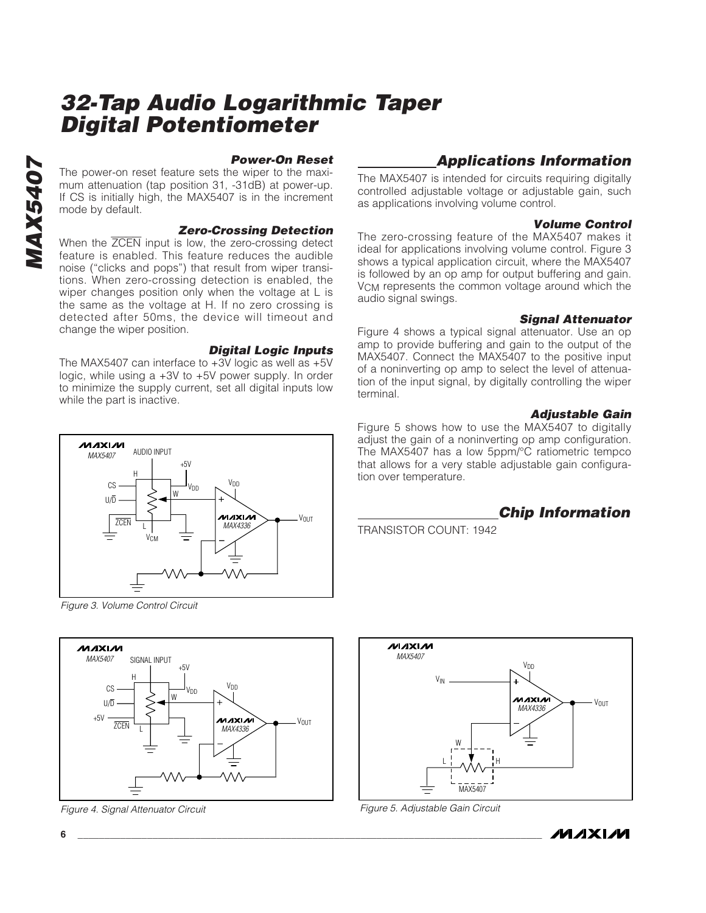### Power-On Reset

The power-on reset feature sets the wiper to the maximum attenuation (tap position 31, -31dB) at power-up. If CS is initially high, the MAX5407 is in the increment mode by default.

### Zero-Crossing Detection

When the $\overline{ZCEN}$ input is low, the zero-crossing detect feature is enabled. This feature reduces the audible noise ("clicks and pops") that result from wiper transitions. When zero-crossing detection is enabled, the wiper changes position only when the voltage at L is the same as the voltage at H. If no zero crossing is detected after 50ms, the device will timeout and change the wiper position.

### Digital Logic Inputs

The MAX5407 can interface to +3V logic as well as +5V logic, while using a +3V to +5V power supply. In order to minimize the supply current, set all digital inputs low while the part is inactive.

Figure 3. Volume Control Circuit

## Applications Information

The MAX5407 is intended for circuits requiring digitally controlled adjustable voltage or adjustable gain, such as applications involving volume control.

### Volume Control

The zero-crossing feature of the MAX5407 makes it ideal for applications involving volume control. Figure 3 shows a typical application circuit, where the MAX5407 is followed by an op amp for output buffering and gain. $V_{CM}$ represents the common voltage around which the audio signal swings.

### Signal Attenuator

Figure 4 shows a typical signal attenuator. Use an op amp to provide buffering and gain to the output of the MAX5407. Connect the MAX5407 to the positive input of a noninverting op amp to select the level of attenuation of the input signal, by digitally controlling the wiper terminal.

### Adjustable Gain

Figure 5 shows how to use the MAX5407 to digitally adjust the gain of a noninverting op amp configuration. The MAX5407 has a low 5ppm/°C ratiometric tempco that allows for a very stable adjustable gain configuration over temperature.

## Chip Information

TRANSISTOR COUNT: 1942

Figure 4. Signal Attenuator Circuit

Figure 5. Adjustable Gain Circuit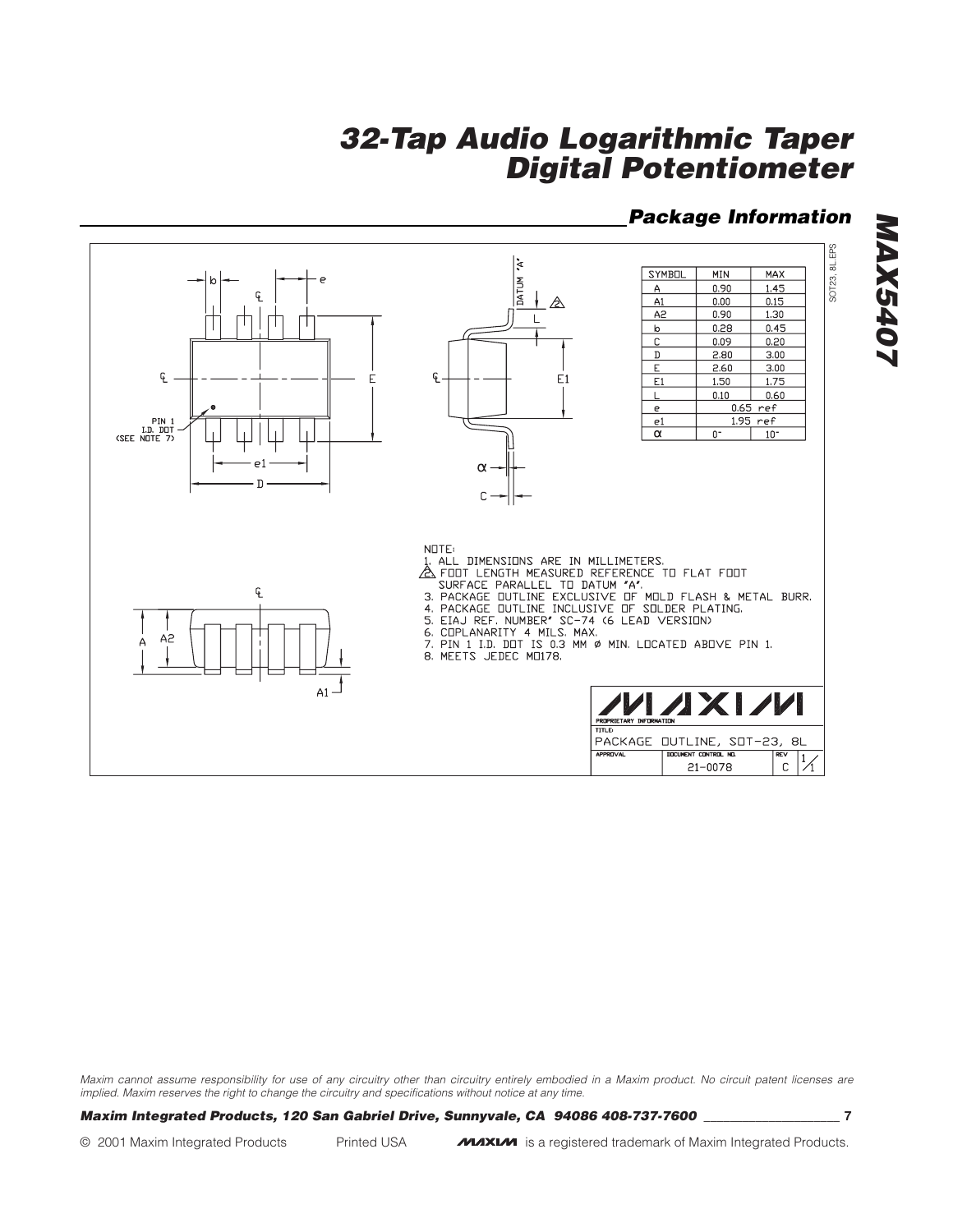## Package Information

| SYMBOL | MIN | MAX |
|---|---|---|
| A | 0.90 | 1.45 |
| A1 | 0.00 | 0.15 |
| A2 | 0.90 | 1.30 |
| b | 0.28 | 0.45 |
| C | 0.09 | 0.20 |
| D | 2.80 | 3.00 |
| E | 2.60 | 3.00 |
| E1 | 1.50 | 1.75 |
| L | 0.10 | 0.60 |
| e | 0.65 ref | |
| e1 | 1.95 ref | |
| α | 0° | 10° |

NOTE:
1. ALL DIMENSIONS ARE IN MILLIMETERS.
2. FOOT LENGTH MEASURED REFERENCE TO FLAT FOOT SURFACE PARALLEL TO DATUM "A".
3. PACKAGE OUTLINE EXCLUSIVE OF MOLD FLASH & METAL BURR.
4. PACKAGE OUTLINE INCLUSIVE OF SOLDER PLATING.
5. EIAJ REF. NUMBER" SC-74 (6 LEAD VERSION)
6. COPLANARITY 4 MILS. MAX.
7. PIN 1 I.D. DOT IS 0.3 MM ø MIN. LOCATED ABOVE PIN 1.
8. MEETS JEDEC MO178.

PIN 1 I.D. DOT (SEE NOTE 7)

MAXIM PROPRIETARY INFORMATION
TITLE: PACKAGE OUTLINE, SOT-23, 8L
APPROVAL | DOCUMENT CONTROL NO. 21-0078 | REV C | 1/1

SOT23, 8L.EPS

*Maxim cannot assume responsibility for use of any circuitry other than circuitry entirely embodied in a Maxim product. No circuit patent licenses are implied. Maxim reserves the right to change the circuitry and specifications without notice at any time.*

***Maxim Integrated Products, 120 San Gabriel Drive, Sunnyvale, CA 94086 408-737-7600***

© 2001 Maxim Integrated Products Printed USA MAXIM is a registered trademark of Maxim Integrated Products.